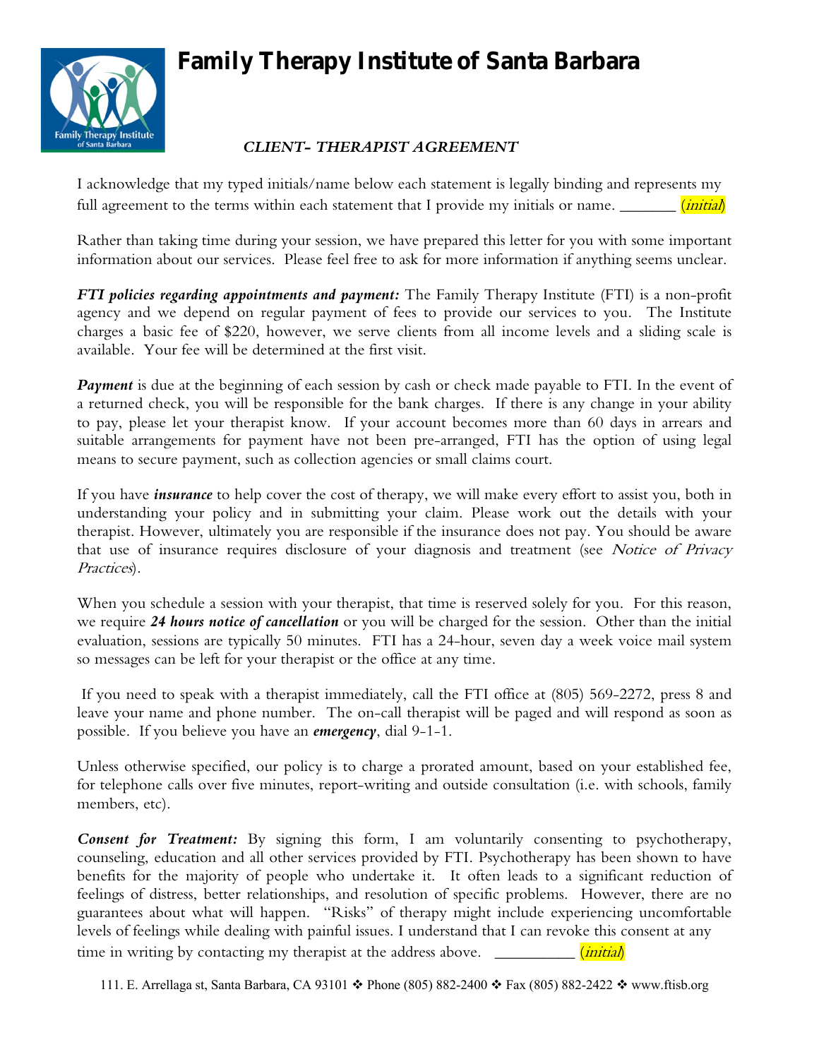# Family Therapy Institute of Santa Barbara

## *CLIENT- THERAPIST AGREEMENT*

I acknowledge that my typed initials/name below each statement is legally binding and represents my full agreement to the terms within each statement that I provide my initials or name. _______ (*initial*)

Rather than taking time during your session, we have prepared this letter for you with some important information about our services. Please feel free to ask for more information if anything seems unclear.

***FTI policies regarding appointments and payment:*** The Family Therapy Institute (FTI) is a non-profit agency and we depend on regular payment of fees to provide our services to you. The Institute charges a basic fee of $220, however, we serve clients from all income levels and a sliding scale is available. Your fee will be determined at the first visit.

***Payment*** is due at the beginning of each session by cash or check made payable to FTI. In the event of a returned check, you will be responsible for the bank charges. If there is any change in your ability to pay, please let your therapist know. If your account becomes more than 60 days in arrears and suitable arrangements for payment have not been pre-arranged, FTI has the option of using legal means to secure payment, such as collection agencies or small claims court.

If you have ***insurance*** to help cover the cost of therapy, we will make every effort to assist you, both in understanding your policy and in submitting your claim. Please work out the details with your therapist. However, ultimately you are responsible if the insurance does not pay. You should be aware that use of insurance requires disclosure of your diagnosis and treatment (see *Notice of Privacy Practices*).

When you schedule a session with your therapist, that time is reserved solely for you. For this reason, we require ***24 hours notice of cancellation*** or you will be charged for the session. Other than the initial evaluation, sessions are typically 50 minutes. FTI has a 24-hour, seven day a week voice mail system so messages can be left for your therapist or the office at any time.

If you need to speak with a therapist immediately, call the FTI office at (805) 569-2272, press 8 and leave your name and phone number. The on-call therapist will be paged and will respond as soon as possible. If you believe you have an ***emergency***, dial 9-1-1.

Unless otherwise specified, our policy is to charge a prorated amount, based on your established fee, for telephone calls over five minutes, report-writing and outside consultation (i.e. with schools, family members, etc).

***Consent for Treatment:*** By signing this form, I am voluntarily consenting to psychotherapy, counseling, education and all other services provided by FTI. Psychotherapy has been shown to have benefits for the majority of people who undertake it. It often leads to a significant reduction of feelings of distress, better relationships, and resolution of specific problems. However, there are no guarantees about what will happen. "Risks" of therapy might include experiencing uncomfortable levels of feelings while dealing with painful issues. I understand that I can revoke this consent at any time in writing by contacting my therapist at the address above. __________ (*initial*)

111. E. Arrellaga st, Santa Barbara, CA 93101 ❖ Phone (805) 882-2400 ❖ Fax (805) 882-2422 ❖ www.ftisb.org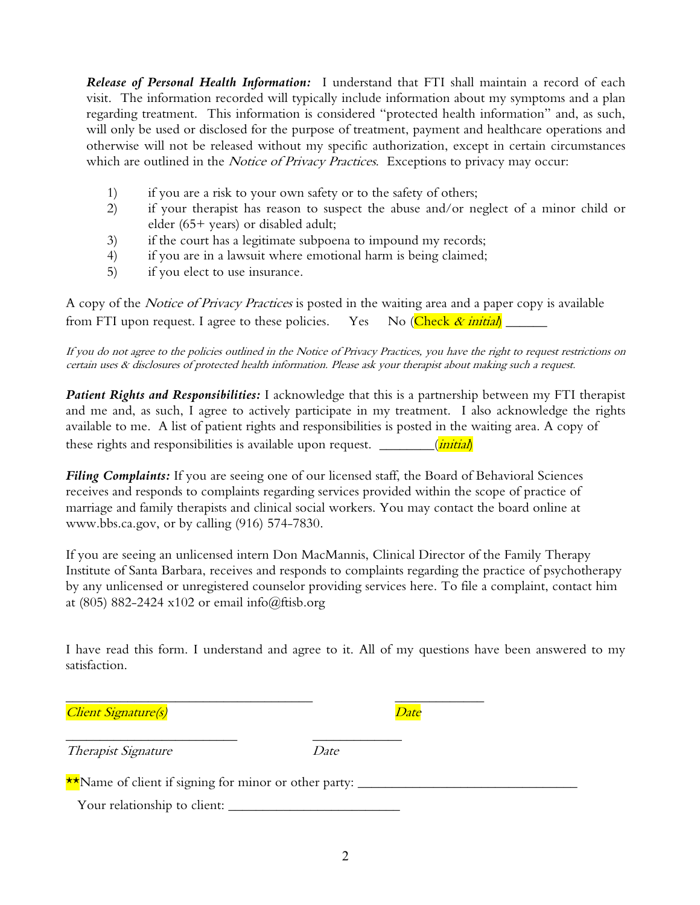***Release of Personal Health Information:*** I understand that FTI shall maintain a record of each visit. The information recorded will typically include information about my symptoms and a plan regarding treatment. This information is considered "protected health information" and, as such, will only be used or disclosed for the purpose of treatment, payment and healthcare operations and otherwise will not be released without my specific authorization, except in certain circumstances which are outlined in the *Notice of Privacy Practices*. Exceptions to privacy may occur:

1) if you are a risk to your own safety or to the safety of others;
2) if your therapist has reason to suspect the abuse and/or neglect of a minor child or elder (65+ years) or disabled adult;
3) if the court has a legitimate subpoena to impound my records;
4) if you are in a lawsuit where emotional harm is being claimed;
5) if you elect to use insurance.

A copy of the *Notice of Privacy Practices* is posted in the waiting area and a paper copy is available from FTI upon request. I agree to these policies. Yes No (Check *& initial*) ______

*If you do not agree to the policies outlined in the Notice of Privacy Practices, you have the right to request restrictions on certain uses & disclosures of protected health information. Please ask your therapist about making such a request.*

***Patient Rights and Responsibilities:*** I acknowledge that this is a partnership between my FTI therapist and me and, as such, I agree to actively participate in my treatment. I also acknowledge the rights available to me. A list of patient rights and responsibilities is posted in the waiting area. A copy of these rights and responsibilities is available upon request. ________(*initial*)

***Filing Complaints:*** If you are seeing one of our licensed staff, the Board of Behavioral Sciences receives and responds to complaints regarding services provided within the scope of practice of marriage and family therapists and clinical social workers. You may contact the board online at www.bbs.ca.gov, or by calling (916) 574-7830.

If you are seeing an unlicensed intern Don MacMannis, Clinical Director of the Family Therapy Institute of Santa Barbara, receives and responds to complaints regarding the practice of psychotherapy by any unlicensed or unregistered counselor providing services here. To file a complaint, contact him at (805) 882-2424 x102 or email info@ftisb.org

I have read this form. I understand and agree to it. All of my questions have been answered to my satisfaction.

_________________________________ ____________

*Client Signature(s)* *Date*

_______________________ ____________

*Therapist Signature* *Date*

**Name of client if signing for minor or other party: ______________________________

Your relationship to client: ________________________